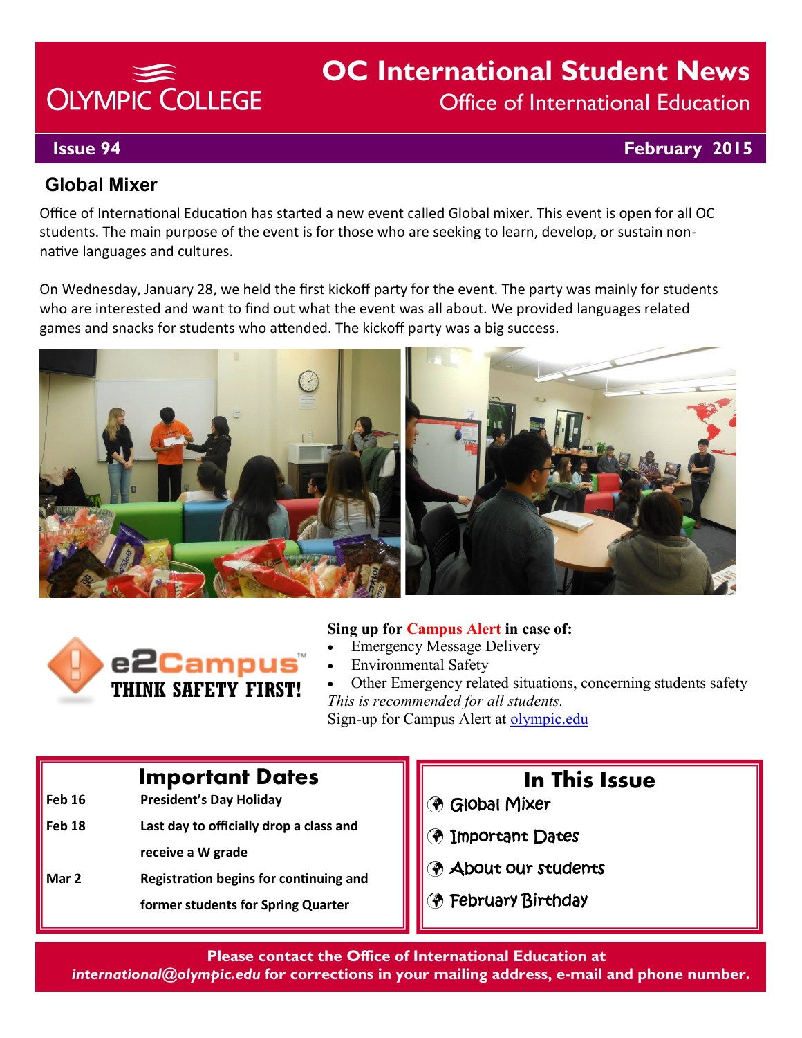# OC International Student News

## Office of International Education

**Issue 94** **February 2015**

## Global Mixer

Office of International Education has started a new event called Global mixer. This event is open for all OC students. The main purpose of the event is for those who are seeking to learn, develop, or sustain non-native languages and cultures.

On Wednesday, January 28, we held the first kickoff party for the event. The party was mainly for students who are interested and want to find out what the event was all about. We provided languages related games and snacks for students who attended. The kickoff party was a big success.

**Sing up for Campus Alert in case of:**

- Emergency Message Delivery
- Environmental Safety
- Other Emergency related situations, concerning students safety

*This is recommended for all students.*

Sign-up for Campus Alert at olympic.edu

## Important Dates

| | |
|---|---|
| **Feb 16** | **President's Day Holiday** |
| **Feb 18** | **Last day to officially drop a class and receive a W grade** |
| **Mar 2** | **Registration begins for continuing and former students for Spring Quarter** |

## In This Issue

- Global Mixer
- Important Dates
- About our students
- February Birthday

**Please contact the Office of International Education at *international@olympic.edu* for corrections in your mailing address, e-mail and phone number.**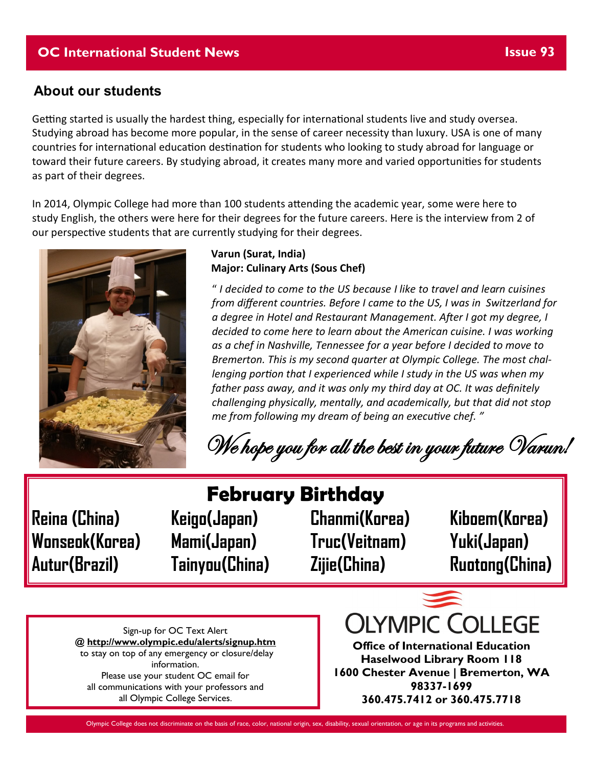## About our students

Getting started is usually the hardest thing, especially for international students live and study oversea. Studying abroad has become more popular, in the sense of career necessity than luxury. USA is one of many countries for international education destination for students who looking to study abroad for language or toward their future careers. By studying abroad, it creates many more and varied opportunities for students as part of their degrees.

In 2014, Olympic College had more than 100 students attending the academic year, some were here to study English, the others were here for their degrees for the future careers. Here is the interview from 2 of our perspective students that are currently studying for their degrees.

**Varun (Surat, India)**
**Major: Culinary Arts (Sous Chef)**

*" I decided to come to the US because I like to travel and learn cuisines from different countries. Before I came to the US, I was in Switzerland for a degree in Hotel and Restaurant Management. After I got my degree, I decided to come here to learn about the American cuisine. I was working as a chef in Nashville, Tennessee for a year before I decided to move to Bremerton. This is my second quarter at Olympic College. The most challenging portion that I experienced while I study in the US was when my father pass away, and it was only my third day at OC. It was definitely challenging physically, mentally, and academically, but that did not stop me from following my dream of being an executive chef. "*

*We hope you for all the best in your future Varun!*

## February Birthday

Reina (China)
Wonseok(Korea)
Autur(Brazil)
Keigo(Japan)
Mami(Japan)
Tainyou(China)
Chanmi(Korea)
Truc(Veitnam)
Zijie(China)
Kiboem(Korea)
Yuki(Japan)
Ruotong(China)

Sign-up for OC Text Alert
@ **http://www.olympic.edu/alerts/signup.htm**
to stay on top of any emergency or closure/delay information.
Please use your student OC email for all communications with your professors and all Olympic College Services.

OLYMPIC COLLEGE

**Office of International Education**
**Haselwood Library Room 118**
**1600 Chester Avenue | Bremerton, WA 98337-1699**
**360.475.7412 or 360.475.7718**

Olympic College does not discriminate on the basis of race, color, national origin, sex, disability, sexual orientation, or age in its programs and activities.